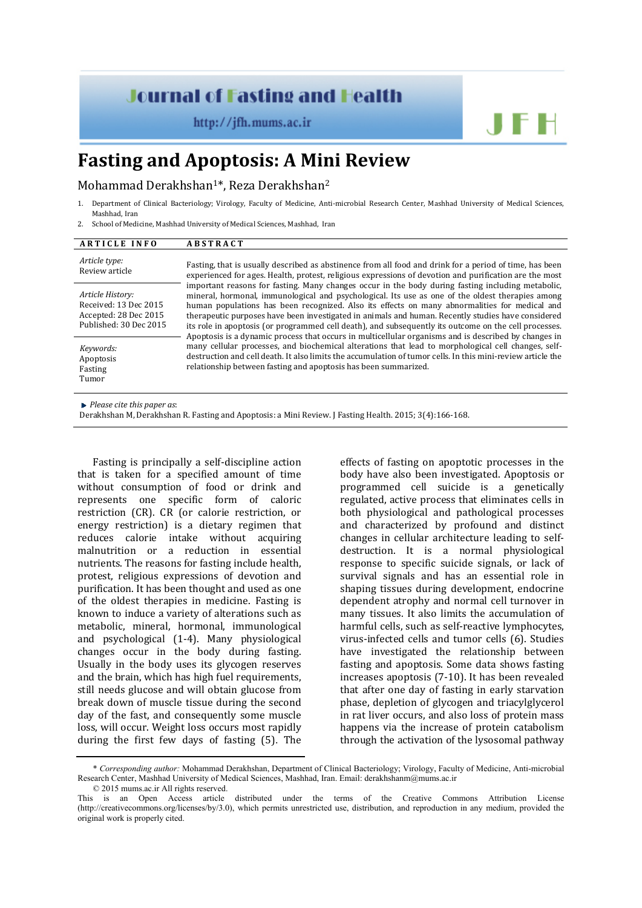# Fasting and Apoptosis: A Mini Review

Mohammad Derakhshan[1]*, Reza Derakhshan[2]

1. Department of Clinical Bacteriology; Virology, Faculty of Medicine, Anti-microbial Research Center, Mashhad University of Medical Sciences, Mashhad, Iran
2. School of Medicine, Mashhad University of Medical Sciences, Mashhad, Iran

**ARTICLE INFO**

*Article type:*
Review article

*Article History:*
Received: 13 Dec 2015
Accepted: 28 Dec 2015
Published: 30 Dec 2015

*Keywords:*
Apoptosis
Fasting
Tumor

**ABSTRACT**

Fasting, that is usually described as abstinence from all food and drink for a period of time, has been experienced for ages. Health, protest, religious expressions of devotion and purification are the most important reasons for fasting. Many changes occur in the body during fasting including metabolic, mineral, hormonal, immunological and psychological. Its use as one of the oldest therapies among human populations has been recognized. Also its effects on many abnormalities for medical and therapeutic purposes have been investigated in animals and human. Recently studies have considered its role in apoptosis (or programmed cell death), and subsequently its outcome on the cell processes. Apoptosis is a dynamic process that occurs in multicellular organisms and is described by changes in many cellular processes, and biochemical alterations that lead to morphological cell changes, self-destruction and cell death. It also limits the accumulation of tumor cells. In this mini-review article the relationship between fasting and apoptosis has been summarized.

*Please cite this paper as*:
Derakhshan M, Derakhshan R. Fasting and Apoptosis: a Mini Review. J Fasting Health. 2015; 3(4):166-168.

Fasting is principally a self-discipline action that is taken for a specified amount of time without consumption of food or drink and represents one specific form of caloric restriction (CR). CR (or calorie restriction, or energy restriction) is a dietary regimen that reduces calorie intake without acquiring malnutrition or a reduction in essential nutrients. The reasons for fasting include health, protest, religious expressions of devotion and purification. It has been thought and used as one of the oldest therapies in medicine. Fasting is known to induce a variety of alterations such as metabolic, mineral, hormonal, immunological and psychological (1-4). Many physiological changes occur in the body during fasting. Usually in the body uses its glycogen reserves and the brain, which has high fuel requirements, still needs glucose and will obtain glucose from break down of muscle tissue during the second day of the fast, and consequently some muscle loss, will occur. Weight loss occurs most rapidly during the first few days of fasting (5). The effects of fasting on apoptotic processes in the body have also been investigated. Apoptosis or programmed cell suicide is a genetically regulated, active process that eliminates cells in both physiological and pathological processes and characterized by profound and distinct changes in cellular architecture leading to self-destruction. It is a normal physiological response to specific suicide signals, or lack of survival signals and has an essential role in shaping tissues during development, endocrine dependent atrophy and normal cell turnover in many tissues. It also limits the accumulation of harmful cells, such as self-reactive lymphocytes, virus-infected cells and tumor cells (6). Studies have investigated the relationship between fasting and apoptosis. Some data shows fasting increases apoptosis (7-10). It has been revealed that after one day of fasting in early starvation phase, depletion of glycogen and triacylglycerol in rat liver occurs, and also loss of protein mass happens via the increase of protein catabolism through the activation of the lysosomal pathway

\* *Corresponding author:* Mohammad Derakhshan, Department of Clinical Bacteriology; Virology, Faculty of Medicine, Anti-microbial Research Center, Mashhad University of Medical Sciences, Mashhad, Iran. Email: derakhshanm@mums.ac.ir

© 2015 mums.ac.ir All rights reserved.

This is an Open Access article distributed under the terms of the Creative Commons Attribution License (http://creativecommons.org/licenses/by/3.0), which permits unrestricted use, distribution, and reproduction in any medium, provided the original work is properly cited.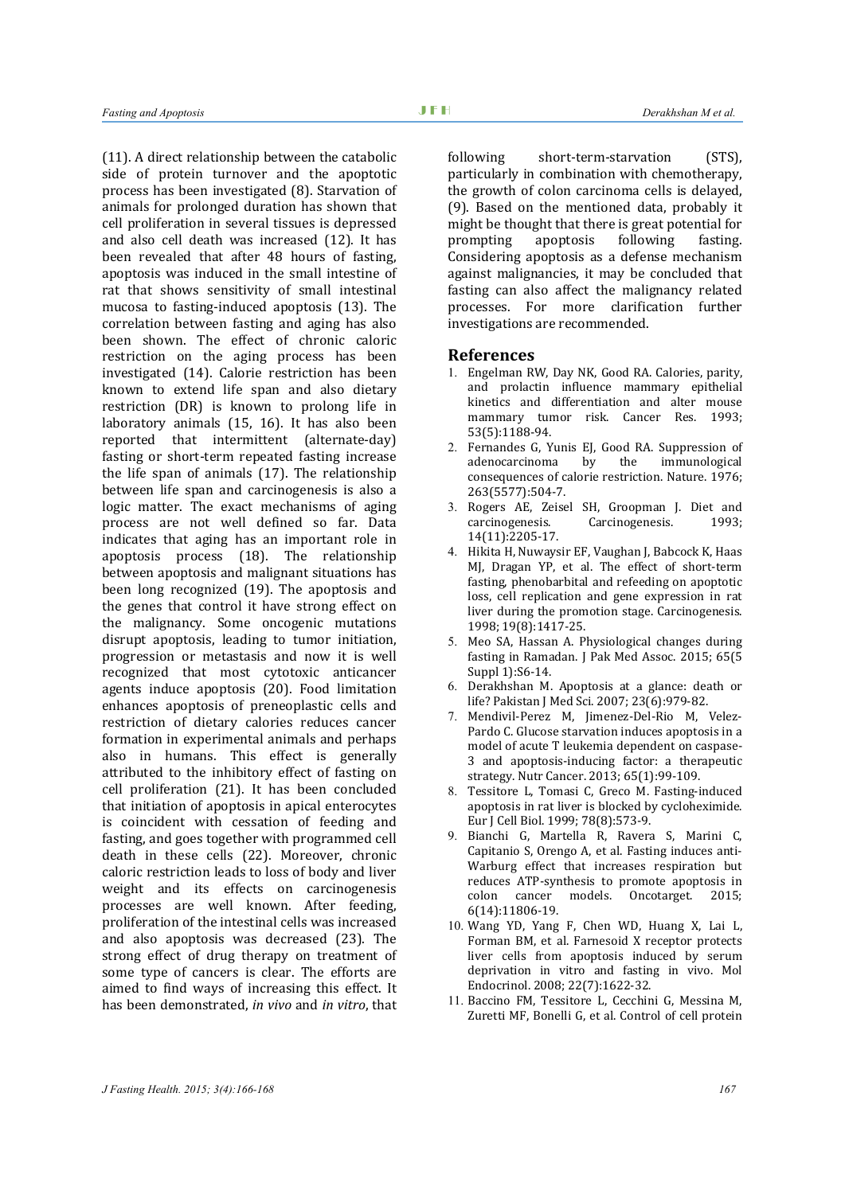(11). A direct relationship between the catabolic side of protein turnover and the apoptotic process has been investigated (8). Starvation of animals for prolonged duration has shown that cell proliferation in several tissues is depressed and also cell death was increased (12). It has been revealed that after 48 hours of fasting, apoptosis was induced in the small intestine of rat that shows sensitivity of small intestinal mucosa to fasting-induced apoptosis (13). The correlation between fasting and aging has also been shown. The effect of chronic caloric restriction on the aging process has been investigated (14). Calorie restriction has been known to extend life span and also dietary restriction (DR) is known to prolong life in laboratory animals (15, 16). It has also been reported that intermittent (alternate-day) fasting or short-term repeated fasting increase the life span of animals (17). The relationship between life span and carcinogenesis is also a logic matter. The exact mechanisms of aging process are not well defined so far. Data indicates that aging has an important role in apoptosis process (18). The relationship between apoptosis and malignant situations has been long recognized (19). The apoptosis and the genes that control it have strong effect on the malignancy. Some oncogenic mutations disrupt apoptosis, leading to tumor initiation, progression or metastasis and now it is well recognized that most cytotoxic anticancer agents induce apoptosis (20). Food limitation enhances apoptosis of preneoplastic cells and restriction of dietary calories reduces cancer formation in experimental animals and perhaps also in humans. This effect is generally attributed to the inhibitory effect of fasting on cell proliferation (21). It has been concluded that initiation of apoptosis in apical enterocytes is coincident with cessation of feeding and fasting, and goes together with programmed cell death in these cells (22). Moreover, chronic caloric restriction leads to loss of body and liver weight and its effects on carcinogenesis processes are well known. After feeding, proliferation of the intestinal cells was increased and also apoptosis was decreased (23). The strong effect of drug therapy on treatment of some type of cancers is clear. The efforts are aimed to find ways of increasing this effect. It has been demonstrated, *in vivo* and *in vitro*, that following short-term-starvation (STS), particularly in combination with chemotherapy, the growth of colon carcinoma cells is delayed, (9). Based on the mentioned data, probably it might be thought that there is great potential for prompting apoptosis following fasting. Considering apoptosis as a defense mechanism against malignancies, it may be concluded that fasting can also affect the malignancy related processes. For more clarification further investigations are recommended.

## References

1. Engelman RW, Day NK, Good RA. Calories, parity, and prolactin influence mammary epithelial kinetics and differentiation and alter mouse mammary tumor risk. Cancer Res. 1993; 53(5):1188-94.
2. Fernandes G, Yunis EJ, Good RA. Suppression of adenocarcinoma by the immunological consequences of calorie restriction. Nature. 1976; 263(5577):504-7.
3. Rogers AE, Zeisel SH, Groopman J. Diet and carcinogenesis. Carcinogenesis. 1993; 14(11):2205-17.
4. Hikita H, Nuwaysir EF, Vaughan J, Babcock K, Haas MJ, Dragan YP, et al. The effect of short-term fasting, phenobarbital and refeeding on apoptotic loss, cell replication and gene expression in rat liver during the promotion stage. Carcinogenesis. 1998; 19(8):1417-25.
5. Meo SA, Hassan A. Physiological changes during fasting in Ramadan. J Pak Med Assoc. 2015; 65(5 Suppl 1):S6-14.
6. Derakhshan M. Apoptosis at a glance: death or life? Pakistan J Med Sci. 2007; 23(6):979-82.
7. Mendivil-Perez M, Jimenez-Del-Rio M, Velez-Pardo C. Glucose starvation induces apoptosis in a model of acute T leukemia dependent on caspase-3 and apoptosis-inducing factor: a therapeutic strategy. Nutr Cancer. 2013; 65(1):99-109.
8. Tessitore L, Tomasi C, Greco M. Fasting-induced apoptosis in rat liver is blocked by cycloheximide. Eur J Cell Biol. 1999; 78(8):573-9.
9. Bianchi G, Martella R, Ravera S, Marini C, Capitanio S, Orengo A, et al. Fasting induces anti-Warburg effect that increases respiration but reduces ATP-synthesis to promote apoptosis in colon cancer models. Oncotarget. 2015; 6(14):11806-19.
10. Wang YD, Yang F, Chen WD, Huang X, Lai L, Forman BM, et al. Farnesoid X receptor protects liver cells from apoptosis induced by serum deprivation in vitro and fasting in vivo. Mol Endocrinol. 2008; 22(7):1622-32.
11. Baccino FM, Tessitore L, Cecchini G, Messina M, Zuretti MF, Bonelli G, et al. Control of cell protein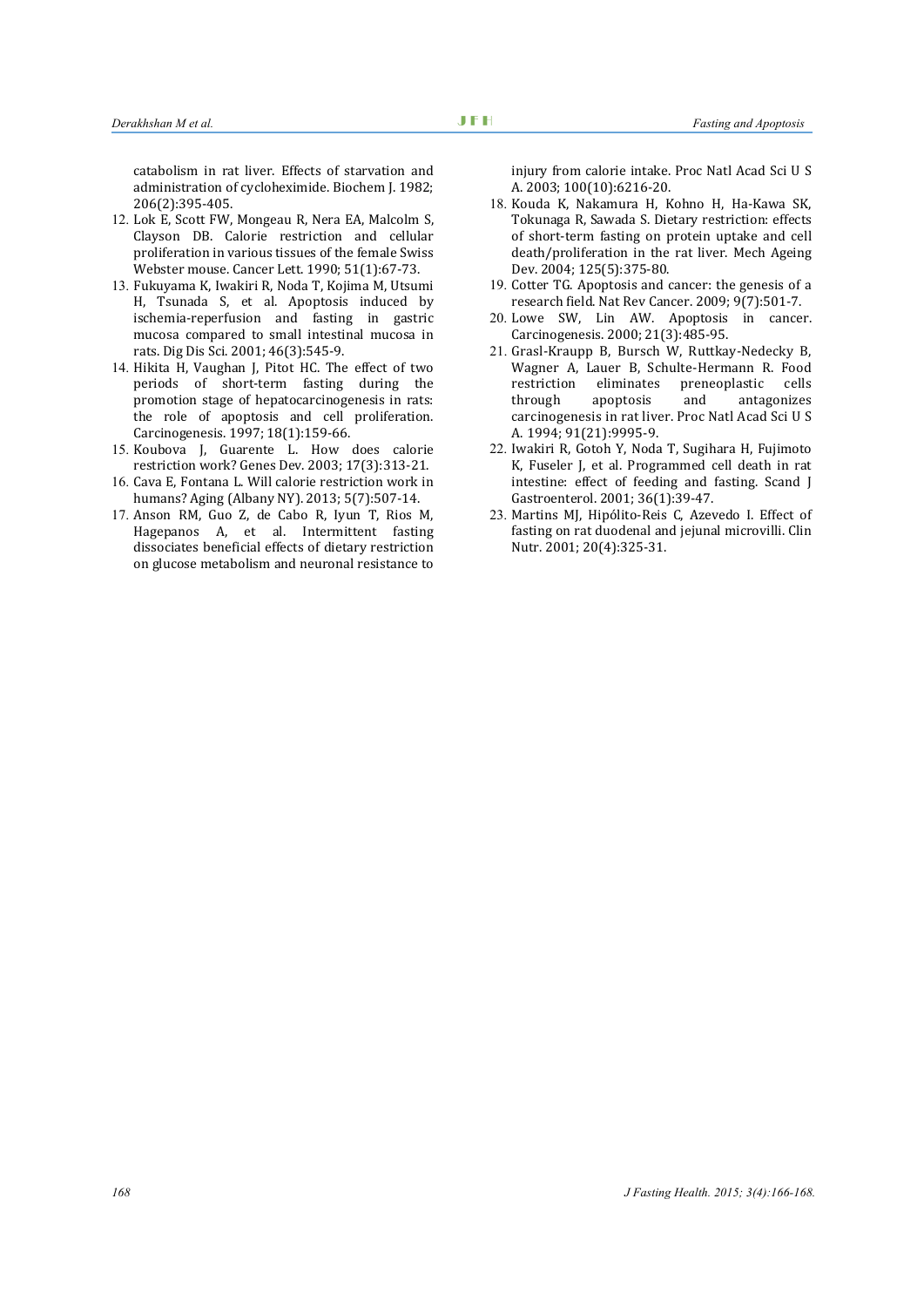catabolism in rat liver. Effects of starvation and administration of cycloheximide. Biochem J. 1982; 206(2):395-405.

12. Lok E, Scott FW, Mongeau R, Nera EA, Malcolm S, Clayson DB. Calorie restriction and cellular proliferation in various tissues of the female Swiss Webster mouse. Cancer Lett. 1990; 51(1):67-73.
13. Fukuyama K, Iwakiri R, Noda T, Kojima M, Utsumi H, Tsunada S, et al. Apoptosis induced by ischemia-reperfusion and fasting in gastric mucosa compared to small intestinal mucosa in rats. Dig Dis Sci. 2001; 46(3):545-9.
14. Hikita H, Vaughan J, Pitot HC. The effect of two periods of short-term fasting during the promotion stage of hepatocarcinogenesis in rats: the role of apoptosis and cell proliferation. Carcinogenesis. 1997; 18(1):159-66.
15. Koubova J, Guarente L. How does calorie restriction work? Genes Dev. 2003; 17(3):313-21.
16. Cava E, Fontana L. Will calorie restriction work in humans? Aging (Albany NY). 2013; 5(7):507-14.
17. Anson RM, Guo Z, de Cabo R, Iyun T, Rios M, Hagepanos A, et al. Intermittent fasting dissociates beneficial effects of dietary restriction on glucose metabolism and neuronal resistance to injury from calorie intake. Proc Natl Acad Sci U S A. 2003; 100(10):6216-20.
18. Kouda K, Nakamura H, Kohno H, Ha-Kawa SK, Tokunaga R, Sawada S. Dietary restriction: effects of short-term fasting on protein uptake and cell death/proliferation in the rat liver. Mech Ageing Dev. 2004; 125(5):375-80.
19. Cotter TG. Apoptosis and cancer: the genesis of a research field. Nat Rev Cancer. 2009; 9(7):501-7.
20. Lowe SW, Lin AW. Apoptosis in cancer. Carcinogenesis. 2000; 21(3):485-95.
21. Grasl-Kraupp B, Bursch W, Ruttkay-Nedecky B, Wagner A, Lauer B, Schulte-Hermann R. Food restriction eliminates preneoplastic cells through apoptosis and antagonizes carcinogenesis in rat liver. Proc Natl Acad Sci U S A. 1994; 91(21):9995-9.
22. Iwakiri R, Gotoh Y, Noda T, Sugihara H, Fujimoto K, Fuseler J, et al. Programmed cell death in rat intestine: effect of feeding and fasting. Scand J Gastroenterol. 2001; 36(1):39-47.
23. Martins MJ, Hipólito-Reis C, Azevedo I. Effect of fasting on rat duodenal and jejunal microvilli. Clin Nutr. 2001; 20(4):325-31.